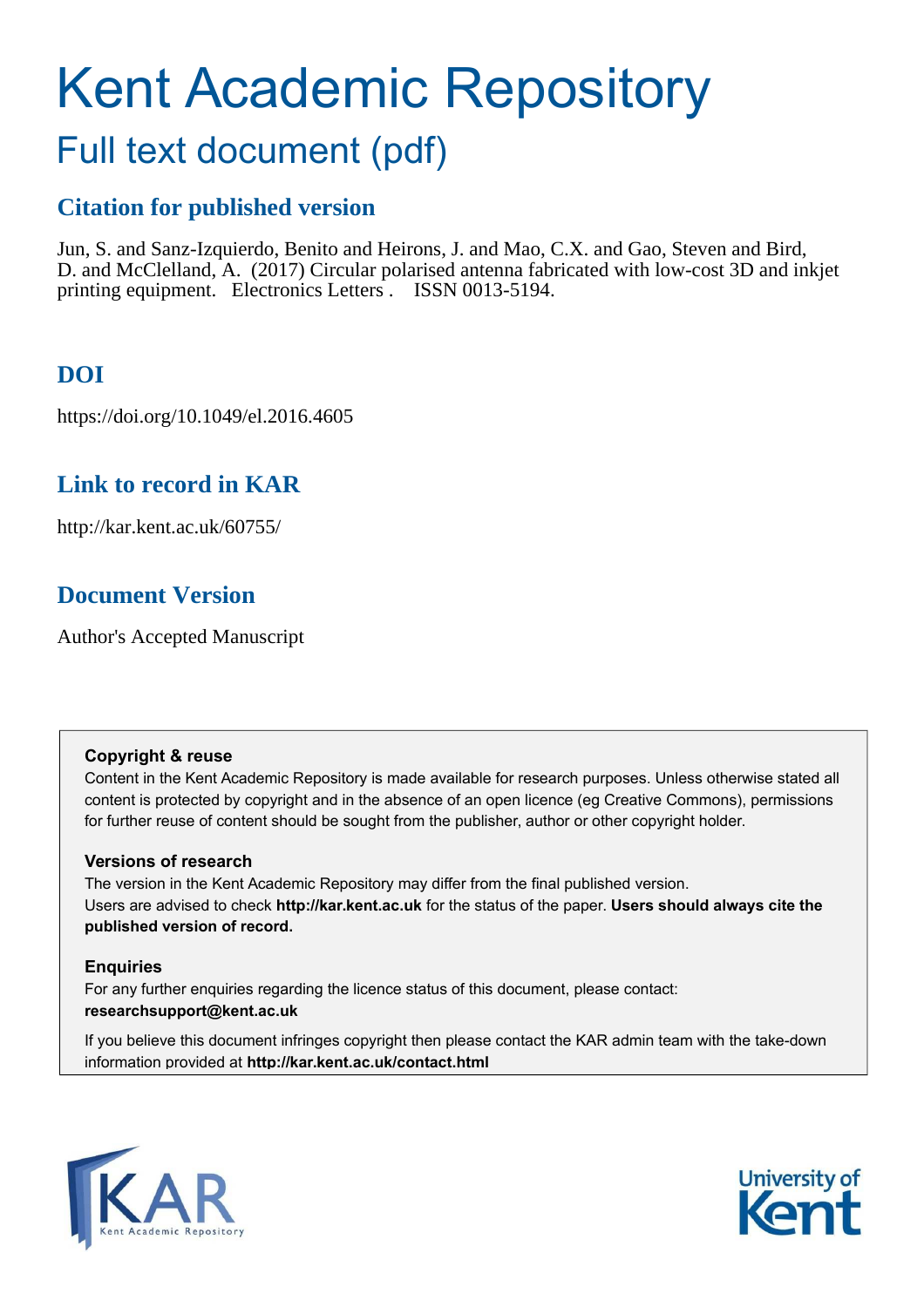# Kent Academic Repository

## Full text document (pdf)

### Citation for published version

Jun, S. and Sanz-Izquierdo, Benito and Heirons, J. and Mao, C.X. and Gao, Steven and Bird, D. and McClelland, A. (2017) Circular polarised antenna fabricated with low-cost 3D and inkjet printing equipment. Electronics Letters . ISSN 0013-5194.

### DOI

https://doi.org/10.1049/el.2016.4605

### Link to record in KAR

http://kar.kent.ac.uk/60755/

### Document Version

Author's Accepted Manuscript

**Copyright & reuse**

Content in the Kent Academic Repository is made available for research purposes. Unless otherwise stated all content is protected by copyright and in the absence of an open licence (eg Creative Commons), permissions for further reuse of content should be sought from the publisher, author or other copyright holder.

**Versions of research**

The version in the Kent Academic Repository may differ from the final published version.
Users are advised to check **http://kar.kent.ac.uk** for the status of the paper. **Users should always cite the published version of record.**

**Enquiries**

For any further enquiries regarding the licence status of this document, please contact:
**researchsupport@kent.ac.uk**

If you believe this document infringes copyright then please contact the KAR admin team with the take-down information provided at **http://kar.kent.ac.uk/contact.html**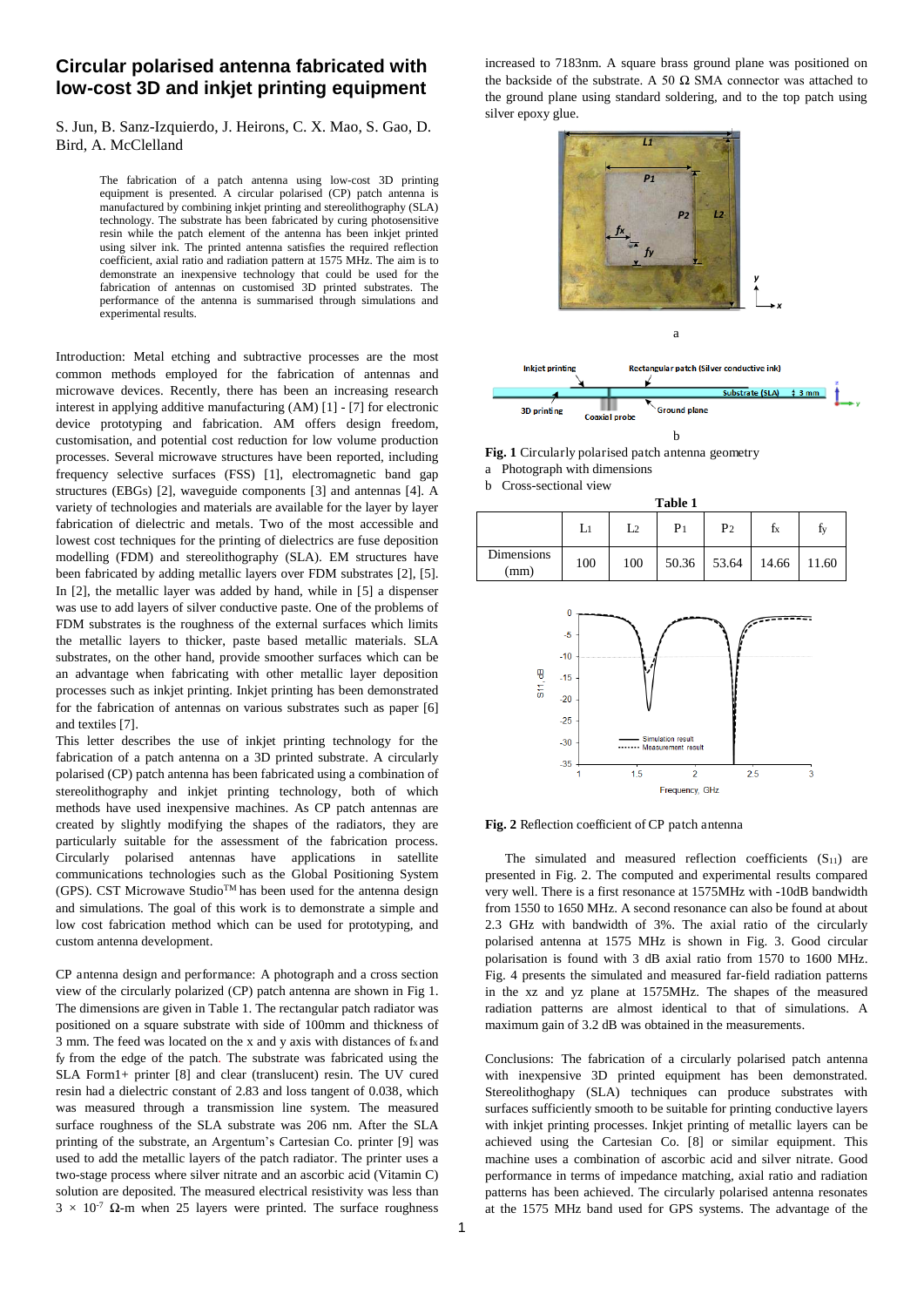# Circular polarised antenna fabricated with low-cost 3D and inkjet printing equipment

S. Jun, B. Sanz-Izquierdo, J. Heirons, C. X. Mao, S. Gao, D. Bird, A. McClelland

The fabrication of a patch antenna using low-cost 3D printing equipment is presented. A circular polarised (CP) patch antenna is manufactured by combining inkjet printing and stereolithography (SLA) technology. The substrate has been fabricated by curing photosensitive resin while the patch element of the antenna has been inkjet printed using silver ink. The printed antenna satisfies the required reflection coefficient, axial ratio and radiation pattern at 1575 MHz. The aim is to demonstrate an inexpensive technology that could be used for the fabrication of antennas on customised 3D printed substrates. The performance of the antenna is summarised through simulations and experimental results.

Introduction: Metal etching and subtractive processes are the most common methods employed for the fabrication of antennas and microwave devices. Recently, there has been an increasing research interest in applying additive manufacturing (AM) [1] - [7] for electronic device prototyping and fabrication. AM offers design freedom, customisation, and potential cost reduction for low volume production processes. Several microwave structures have been reported, including frequency selective surfaces (FSS) [1], electromagnetic band gap structures (EBGs) [2], waveguide components [3] and antennas [4]. A variety of technologies and materials are available for the layer by layer fabrication of dielectric and metals. Two of the most accessible and lowest cost techniques for the printing of dielectrics are fuse deposition modelling (FDM) and stereolithography (SLA). EM structures have been fabricated by adding metallic layers over FDM substrates [2], [5]. In [2], the metallic layer was added by hand, while in [5] a dispenser was use to add layers of silver conductive paste. One of the problems of FDM substrates is the roughness of the external surfaces which limits the metallic layers to thicker, paste based metallic materials. SLA substrates, on the other hand, provide smoother surfaces which can be an advantage when fabricating with other metallic layer deposition processes such as inkjet printing. Inkjet printing has been demonstrated for the fabrication of antennas on various substrates such as paper [6] and textiles [7].

This letter describes the use of inkjet printing technology for the fabrication of a patch antenna on a 3D printed substrate. A circularly polarised (CP) patch antenna has been fabricated using a combination of stereolithography and inkjet printing technology, both of which methods have used inexpensive machines. As CP patch antennas are created by slightly modifying the shapes of the radiators, they are particularly suitable for the assessment of the fabrication process. Circularly polarised antennas have applications in satellite communications technologies such as the Global Positioning System (GPS). CST Microwave Studio™ has been used for the antenna design and simulations. The goal of this work is to demonstrate a simple and low cost fabrication method which can be used for prototyping, and custom antenna development.

CP antenna design and performance: A photograph and a cross section view of the circularly polarized (CP) patch antenna are shown in Fig 1. The dimensions are given in Table 1. The rectangular patch radiator was positioned on a square substrate with side of 100mm and thickness of 3 mm. The feed was located on the x and y axis with distances of $f_x$ and $f_y$ from the edge of the patch. The substrate was fabricated using the SLA Form1+ printer [8] and clear (translucent) resin. The UV cured resin had a dielectric constant of 2.83 and loss tangent of 0.038, which was measured through a transmission line system. The measured surface roughness of the SLA substrate was 206 nm. After the SLA printing of the substrate, an Argentum's Cartesian Co. printer [9] was used to add the metallic layers of the patch radiator. The printer uses a two-stage process where silver nitrate and an ascorbic acid (Vitamin C) solution are deposited. The measured electrical resistivity was less than $3 \times 10^{-7}$ Ω-m when 25 layers were printed. The surface roughness increased to 7183nm. A square brass ground plane was positioned on the backside of the substrate. A 50 Ω SMA connector was attached to the ground plane using standard soldering, and to the top patch using silver epoxy glue.

L1
P1
P2
L2
fx
fy
y
x

a

Inkjet printing
Rectangular patch (Silver conductive ink)
Substrate (SLA) 3 mm
3D printing
Coaxial probe
Ground plane

b

**Fig. 1** Circularly polarised patch antenna geometry
a Photograph with dimensions
b Cross-sectional view

**Table 1**

| | $L_1$ | $L_2$ | $P_1$ | $P_2$ | $f_x$ | $f_y$ |
|---|---|---|---|---|---|---|
| Dimensions (mm) | 100 | 100 | 50.36 | 53.64 | 14.66 | 11.60 |

0
-5
-10
-15
-20
-25
-30
-35
S11, dB
1
1.5
2
2.5
3
Frequency, GHz
Simulation result
Measurement result

**Fig. 2** Reflection coefficient of CP patch antenna

The simulated and measured reflection coefficients ($S_{11}$) are presented in Fig. 2. The computed and experimental results compared very well. There is a first resonance at 1575MHz with -10dB bandwidth from 1550 to 1650 MHz. A second resonance can also be found at about 2.3 GHz with bandwidth of 3%. The axial ratio of the circularly polarised antenna at 1575 MHz is shown in Fig. 3. Good circular polarisation is found with 3 dB axial ratio from 1570 to 1600 MHz. Fig. 4 presents the simulated and measured far-field radiation patterns in the xz and yz plane at 1575MHz. The shapes of the measured radiation patterns are almost identical to that of simulations. A maximum gain of 3.2 dB was obtained in the measurements.

Conclusions: The fabrication of a circularly polarised patch antenna with inexpensive 3D printed equipment has been demonstrated. Stereolithoghaphy (SLA) techniques can produce substrates with surfaces sufficiently smooth to be suitable for printing conductive layers with inkjet printing processes. Inkjet printing of metallic layers can be achieved using the Cartesian Co. [8] or similar equipment. This machine uses a combination of ascorbic acid and silver nitrate. Good performance in terms of impedance matching, axial ratio and radiation patterns has been achieved. The circularly polarised antenna resonates at the 1575 MHz band used for GPS systems. The advantage of the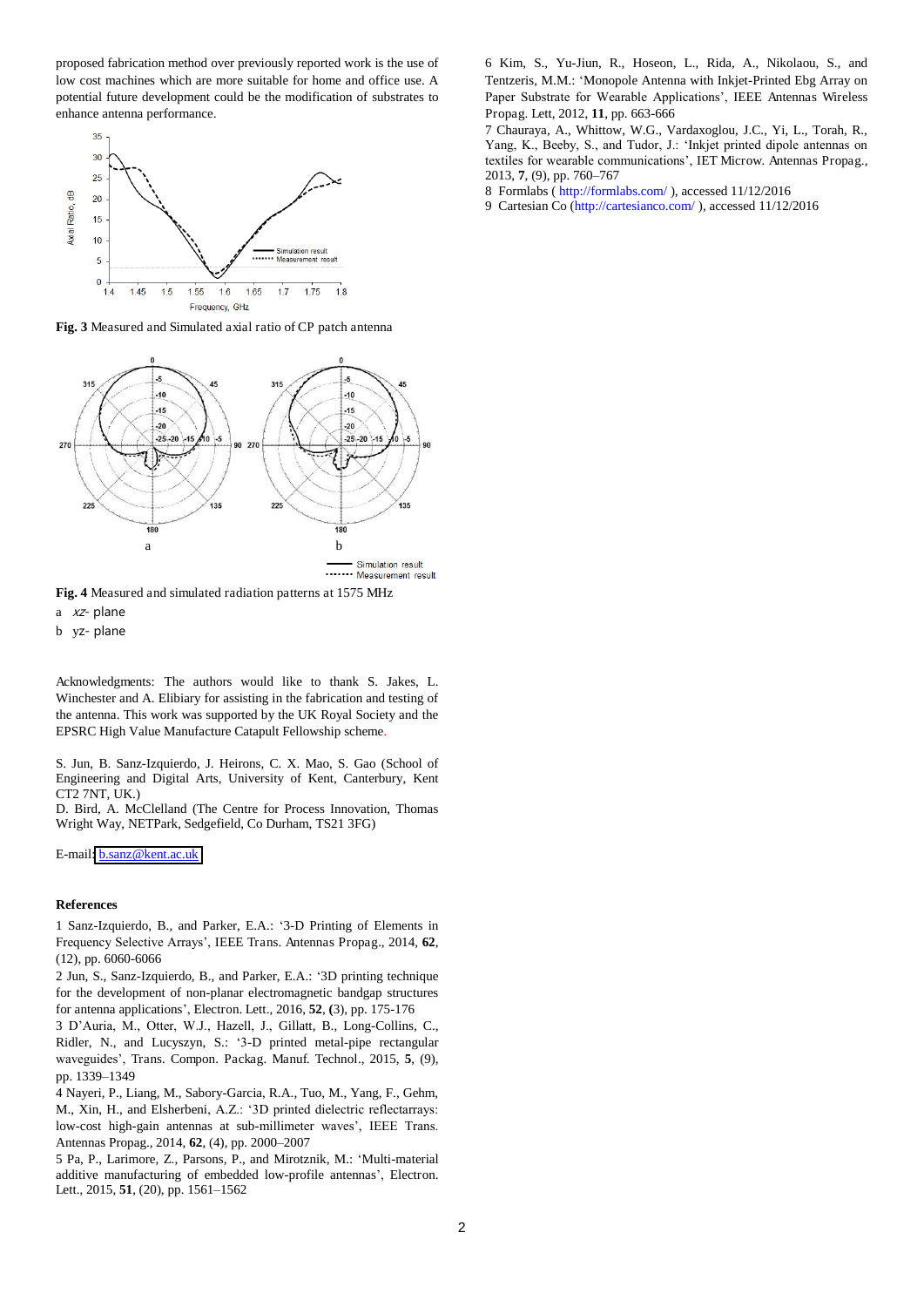proposed fabrication method over previously reported work is the use of low cost machines which are more suitable for home and office use. A potential future development could be the modification of substrates to enhance antenna performance.

Axial Ratio, dB

35
30
25
20
15
10
5
0

1.4 1.45 1.5 1.55 1.6 1.65 1.7 1.75 1.8

Frequency, GHz

Simulation result
Measurement result

**Fig. 3** Measured and Simulated axial ratio of CP patch antenna

0
45
90
135
180
225
270
315
-5
-10
-15
-20
-25 -20 -15 -10 -5

a

0
45
90
135
180
225
270
315
-5
-10
-15
-20
-25 -20 -15 -10 -5

b

Simulation result
Measurement result

**Fig. 4** Measured and simulated radiation patterns at 1575 MHz

a *xz*- plane

b yz- plane

Acknowledgments: The authors would like to thank S. Jakes, L. Winchester and A. Elibiary for assisting in the fabrication and testing of the antenna. This work was supported by the UK Royal Society and the EPSRC High Value Manufacture Catapult Fellowship scheme.

S. Jun, B. Sanz-Izquierdo, J. Heirons, C. X. Mao, S. Gao (School of Engineering and Digital Arts, University of Kent, Canterbury, Kent CT2 7NT, UK.)

D. Bird, A. McClelland (The Centre for Process Innovation, Thomas Wright Way, NETPark, Sedgefield, Co Durham, TS21 3FG)

E-mail: b.sanz@kent.ac.uk

## References

1 Sanz-Izquierdo, B., and Parker, E.A.: '3-D Printing of Elements in Frequency Selective Arrays', IEEE Trans. Antennas Propag., 2014, **62**, (12), pp. 6060-6066

2 Jun, S., Sanz-Izquierdo, B., and Parker, E.A.: '3D printing technique for the development of non-planar electromagnetic bandgap structures for antenna applications', Electron. Lett., 2016, **52**, **(**3), pp. 175-176

3 D'Auria, M., Otter, W.J., Hazell, J., Gillatt, B., Long-Collins, C., Ridler, N., and Lucyszyn, S.: '3-D printed metal-pipe rectangular waveguides', Trans. Compon. Packag. Manuf. Technol., 2015, **5**, (9), pp. 1339–1349

4 Nayeri, P., Liang, M., Sabory-Garcia, R.A., Tuo, M., Yang, F., Gehm, M., Xin, H., and Elsherbeni, A.Z.: '3D printed dielectric reflectarrays: low-cost high-gain antennas at sub-millimeter waves', IEEE Trans. Antennas Propag., 2014, **62**, (4), pp. 2000–2007

5 Pa, P., Larimore, Z., Parsons, P., and Mirotznik, M.: 'Multi-material additive manufacturing of embedded low-profile antennas', Electron. Lett., 2015, **51**, (20), pp. 1561–1562

6 Kim, S., Yu-Jiun, R., Hoseon, L., Rida, A., Nikolaou, S., and Tentzeris, M.M.: 'Monopole Antenna with Inkjet-Printed Ebg Array on Paper Substrate for Wearable Applications', IEEE Antennas Wireless Propag. Lett, 2012, **11**, pp. 663-666

7 Chauraya, A., Whittow, W.G., Vardaxoglou, J.C., Yi, L., Torah, R., Yang, K., Beeby, S., and Tudor, J.: 'Inkjet printed dipole antennas on textiles for wearable communications', IET Microw. Antennas Propag., 2013, **7**, (9), pp. 760–767

8 Formlabs ( http://formlabs.com/ ), accessed 11/12/2016

9 Cartesian Co (http://cartesianco.com/ ), accessed 11/12/2016